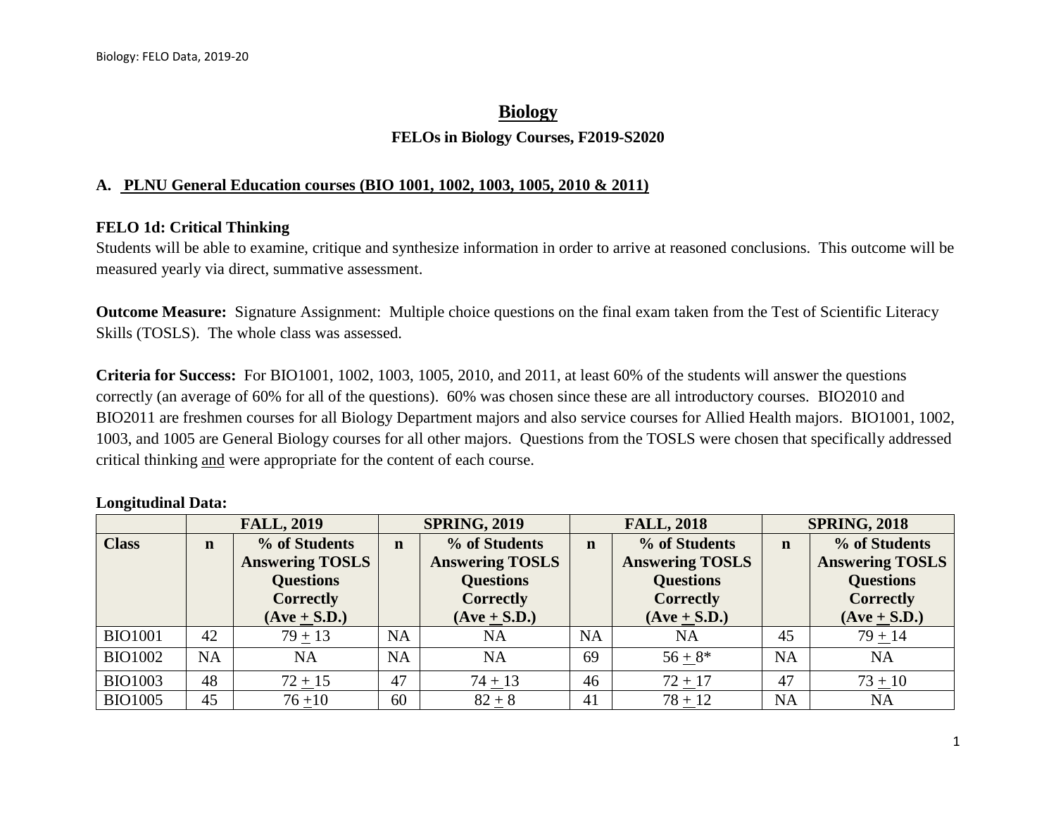# Biology

## FELOs in Biology Courses, F2019-S2020

### A. PLNU General Education courses (BIO 1001, 1002, 1003, 1005, 2010 & 2011)

**FELO 1d: Critical Thinking**

Students will be able to examine, critique and synthesize information in order to arrive at reasoned conclusions. This outcome will be measured yearly via direct, summative assessment.

**Outcome Measure:** Signature Assignment: Multiple choice questions on the final exam taken from the Test of Scientific Literacy Skills (TOSLS). The whole class was assessed.

**Criteria for Success:** For BIO1001, 1002, 1003, 1005, 2010, and 2011, at least 60% of the students will answer the questions correctly (an average of 60% for all of the questions). 60% was chosen since these are all introductory courses. BIO2010 and BIO2011 are freshmen courses for all Biology Department majors and also service courses for Allied Health majors. BIO1001, 1002, 1003, and 1005 are General Biology courses for all other majors. Questions from the TOSLS were chosen that specifically addressed critical thinking and were appropriate for the content of each course.

**Longitudinal Data:**

| | FALL, 2019 | | SPRING, 2019 | | FALL, 2018 | | SPRING, 2018 | |
|---|---|---|---|---|---|---|---|---|
| **Class** | **n** | **% of Students Answering TOSLS Questions Correctly (Ave + S.D.)** | **n** | **% of Students Answering TOSLS Questions Correctly (Ave + S.D.)** | **n** | **% of Students Answering TOSLS Questions Correctly (Ave + S.D.)** | **n** | **% of Students Answering TOSLS Questions Correctly (Ave + S.D.)** |
| BIO1001 | 42 | 79 + 13 | NA | NA | NA | NA | 45 | 79 + 14 |
| BIO1002 | NA | NA | NA | NA | 69 | 56 + 8* | NA | NA |
| BIO1003 | 48 | 72 + 15 | 47 | 74 + 13 | 46 | 72 + 17 | 47 | 73 + 10 |
| BIO1005 | 45 | 76 +10 | 60 | 82 + 8 | 41 | 78 + 12 | NA | NA |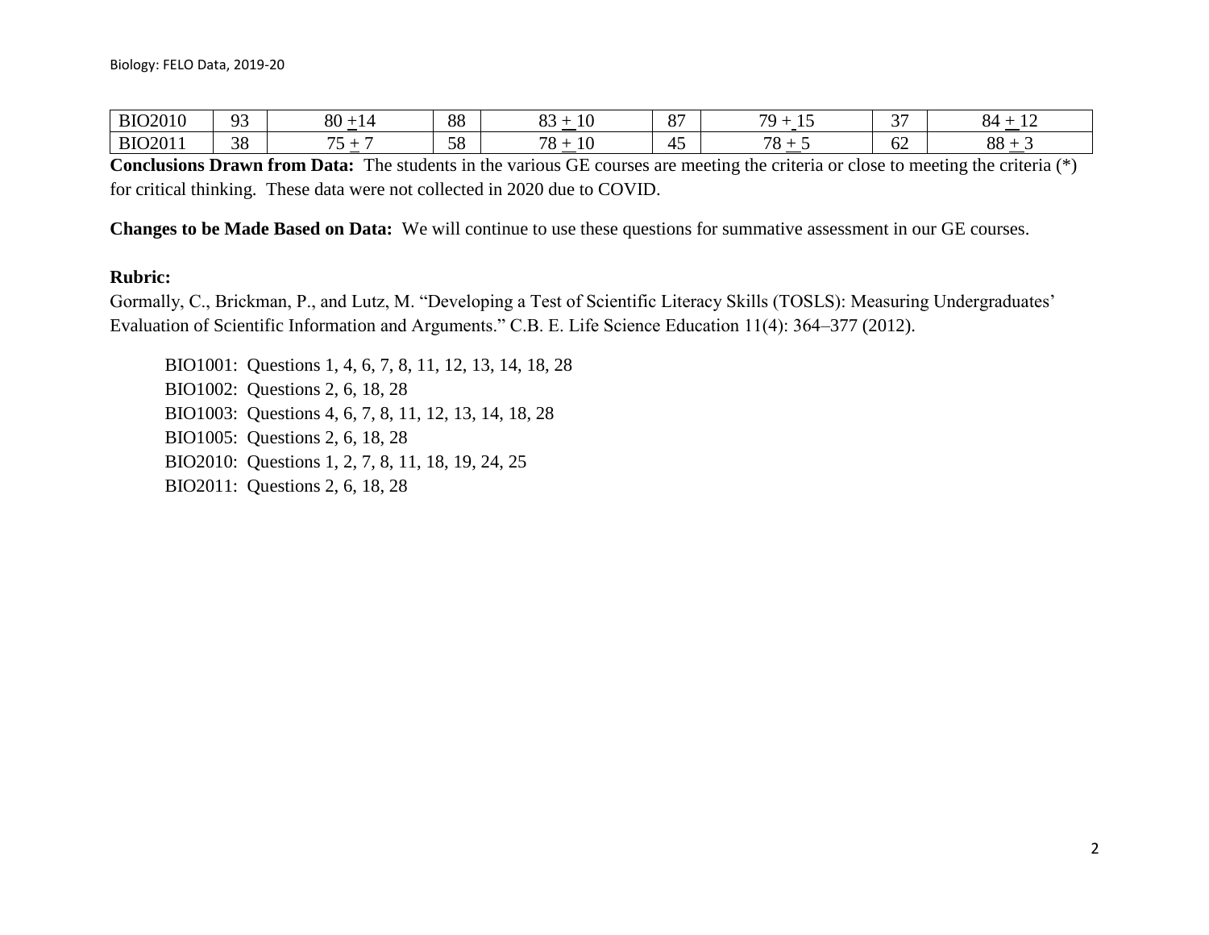| | | | | | | | | |
|---|---|---|---|---|---|---|---|---|
| BIO2010 | 93 | 80 ± 14 | 88 | 83 ± 10 | 87 | 79 ± 15 | 37 | 84 ± 12 |
| BIO2011 | 38 | 75 ± 7 | 58 | 78 ± 10 | 45 | 78 ± 5 | 62 | 88 ± 3 |

**Conclusions Drawn from Data:** The students in the various GE courses are meeting the criteria or close to meeting the criteria (*) for critical thinking. These data were not collected in 2020 due to COVID.

**Changes to be Made Based on Data:** We will continue to use these questions for summative assessment in our GE courses.

**Rubric:**

Gormally, C., Brickman, P., and Lutz, M. "Developing a Test of Scientific Literacy Skills (TOSLS): Measuring Undergraduates' Evaluation of Scientific Information and Arguments." C.B. E. Life Science Education 11(4): 364–377 (2012).

BIO1001: Questions 1, 4, 6, 7, 8, 11, 12, 13, 14, 18, 28
BIO1002: Questions 2, 6, 18, 28
BIO1003: Questions 4, 6, 7, 8, 11, 12, 13, 14, 18, 28
BIO1005: Questions 2, 6, 18, 28
BIO2010: Questions 1, 2, 7, 8, 11, 18, 19, 24, 25
BIO2011: Questions 2, 6, 18, 28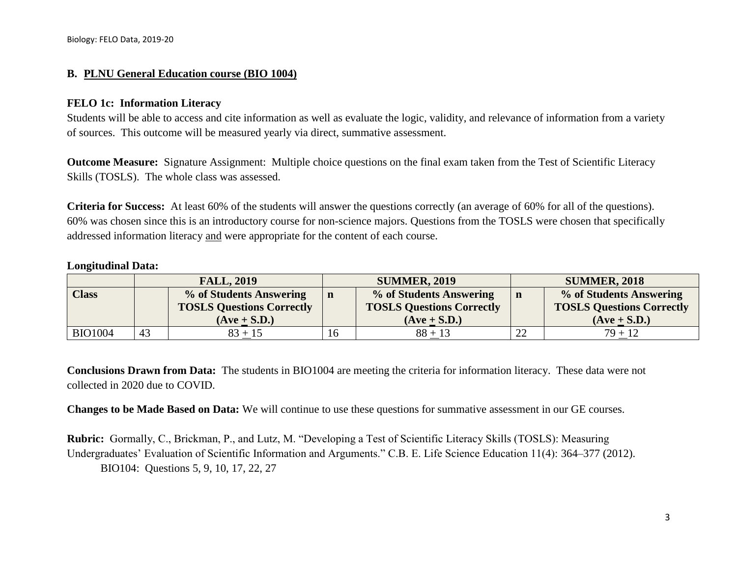## B. PLNU General Education course (BIO 1004)

**FELO 1c: Information Literacy**

Students will be able to access and cite information as well as evaluate the logic, validity, and relevance of information from a variety of sources. This outcome will be measured yearly via direct, summative assessment.

**Outcome Measure:** Signature Assignment: Multiple choice questions on the final exam taken from the Test of Scientific Literacy Skills (TOSLS). The whole class was assessed.

**Criteria for Success:** At least 60% of the students will answer the questions correctly (an average of 60% for all of the questions). 60% was chosen since this is an introductory course for non-science majors. Questions from the TOSLS were chosen that specifically addressed information literacy and were appropriate for the content of each course.

**Longitudinal Data:**

| | FALL, 2019 | | SUMMER, 2019 | | SUMMER, 2018 | |
|---|---|---|---|---|---|---|
| **Class** | | **% of Students Answering TOSLS Questions Correctly (Ave ± S.D.)** | **n** | **% of Students Answering TOSLS Questions Correctly (Ave ± S.D.)** | **n** | **% of Students Answering TOSLS Questions Correctly (Ave ± S.D.)** |
| BIO1004 | 43 | 83 ± 15 | 16 | 88 ± 13 | 22 | 79 ± 12 |

**Conclusions Drawn from Data:** The students in BIO1004 are meeting the criteria for information literacy. These data were not collected in 2020 due to COVID.

**Changes to be Made Based on Data:** We will continue to use these questions for summative assessment in our GE courses.

**Rubric:** Gormally, C., Brickman, P., and Lutz, M. "Developing a Test of Scientific Literacy Skills (TOSLS): Measuring Undergraduates' Evaluation of Scientific Information and Arguments." C.B. E. Life Science Education 11(4): 364–377 (2012).

BIO104: Questions 5, 9, 10, 17, 22, 27